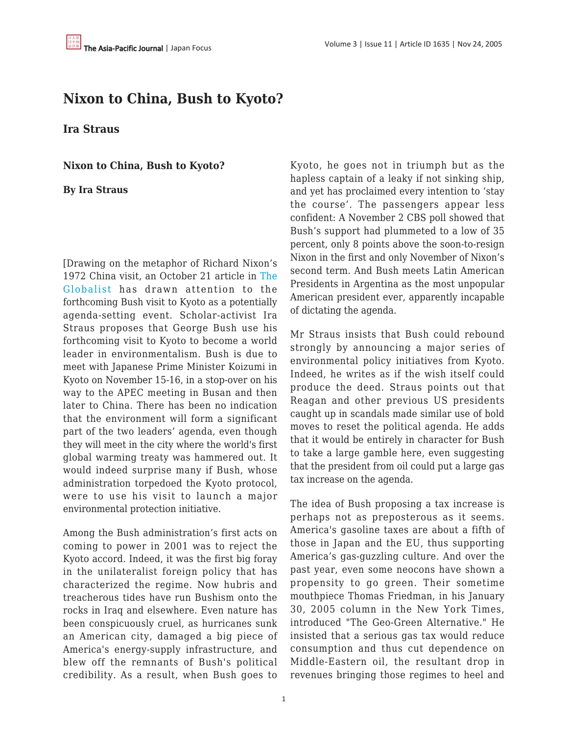# Nixon to China, Bush to Kyoto?

## Ira Straus

**Nixon to China, Bush to Kyoto?**

**By Ira Straus**

[Drawing on the metaphor of Richard Nixon's 1972 China visit, an October 21 article in The Globalist has drawn attention to the forthcoming Bush visit to Kyoto as a potentially agenda-setting event. Scholar-activist Ira Straus proposes that George Bush use his forthcoming visit to Kyoto to become a world leader in environmentalism. Bush is due to meet with Japanese Prime Minister Koizumi in Kyoto on November 15-16, in a stop-over on his way to the APEC meeting in Busan and then later to China. There has been no indication that the environment will form a significant part of the two leaders' agenda, even though they will meet in the city where the world's first global warming treaty was hammered out. It would indeed surprise many if Bush, whose administration torpedoed the Kyoto protocol, were to use his visit to launch a major environmental protection initiative.

Among the Bush administration's first acts on coming to power in 2001 was to reject the Kyoto accord. Indeed, it was the first big foray in the unilateralist foreign policy that has characterized the regime. Now hubris and treacherous tides have run Bushism onto the rocks in Iraq and elsewhere. Even nature has been conspicuously cruel, as hurricanes sunk an American city, damaged a big piece of America's energy-supply infrastructure, and blew off the remnants of Bush's political credibility. As a result, when Bush goes to Kyoto, he goes not in triumph but as the hapless captain of a leaky if not sinking ship, and yet has proclaimed every intention to 'stay the course'. The passengers appear less confident: A November 2 CBS poll showed that Bush's support had plummeted to a low of 35 percent, only 8 points above the soon-to-resign Nixon in the first and only November of Nixon's second term. And Bush meets Latin American Presidents in Argentina as the most unpopular American president ever, apparently incapable of dictating the agenda.

Mr Straus insists that Bush could rebound strongly by announcing a major series of environmental policy initiatives from Kyoto. Indeed, he writes as if the wish itself could produce the deed. Straus points out that Reagan and other previous US presidents caught up in scandals made similar use of bold moves to reset the political agenda. He adds that it would be entirely in character for Bush to take a large gamble here, even suggesting that the president from oil could put a large gas tax increase on the agenda.

The idea of Bush proposing a tax increase is perhaps not as preposterous as it seems. America's gasoline taxes are about a fifth of those in Japan and the EU, thus supporting America's gas-guzzling culture. And over the past year, even some neocons have shown a propensity to go green. Their sometime mouthpiece Thomas Friedman, in his January 30, 2005 column in the New York Times, introduced "The Geo-Green Alternative." He insisted that a serious gas tax would reduce consumption and thus cut dependence on Middle-Eastern oil, the resultant drop in revenues bringing those regimes to heel and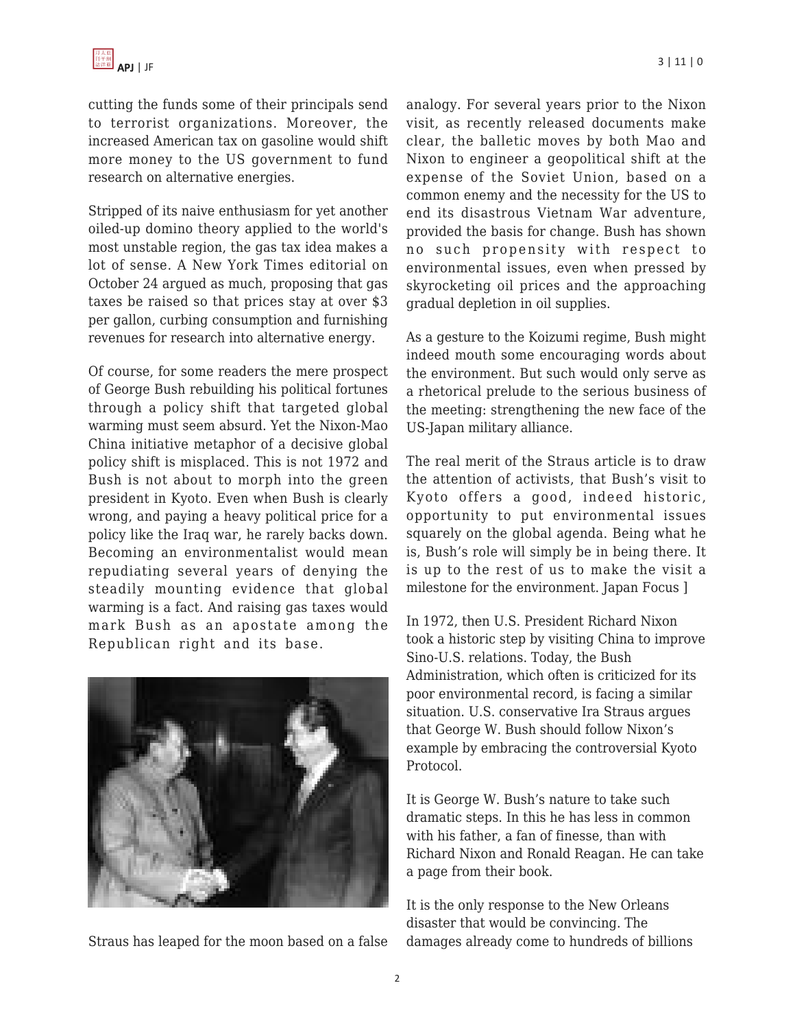cutting the funds some of their principals send to terrorist organizations. Moreover, the increased American tax on gasoline would shift more money to the US government to fund research on alternative energies.

Stripped of its naive enthusiasm for yet another oiled-up domino theory applied to the world's most unstable region, the gas tax idea makes a lot of sense. A New York Times editorial on October 24 argued as much, proposing that gas taxes be raised so that prices stay at over $3 per gallon, curbing consumption and furnishing revenues for research into alternative energy.

Of course, for some readers the mere prospect of George Bush rebuilding his political fortunes through a policy shift that targeted global warming must seem absurd. Yet the Nixon-Mao China initiative metaphor of a decisive global policy shift is misplaced. This is not 1972 and Bush is not about to morph into the green president in Kyoto. Even when Bush is clearly wrong, and paying a heavy political price for a policy like the Iraq war, he rarely backs down. Becoming an environmentalist would mean repudiating several years of denying the steadily mounting evidence that global warming is a fact. And raising gas taxes would mark Bush as an apostate among the Republican right and its base.

Straus has leaped for the moon based on a false analogy. For several years prior to the Nixon visit, as recently released documents make clear, the balletic moves by both Mao and Nixon to engineer a geopolitical shift at the expense of the Soviet Union, based on a common enemy and the necessity for the US to end its disastrous Vietnam War adventure, provided the basis for change. Bush has shown no such propensity with respect to environmental issues, even when pressed by skyrocketing oil prices and the approaching gradual depletion in oil supplies.

As a gesture to the Koizumi regime, Bush might indeed mouth some encouraging words about the environment. But such would only serve as a rhetorical prelude to the serious business of the meeting: strengthening the new face of the US-Japan military alliance.

The real merit of the Straus article is to draw the attention of activists, that Bush's visit to Kyoto offers a good, indeed historic, opportunity to put environmental issues squarely on the global agenda. Being what he is, Bush's role will simply be in being there. It is up to the rest of us to make the visit a milestone for the environment. Japan Focus ]

In 1972, then U.S. President Richard Nixon took a historic step by visiting China to improve Sino-U.S. relations. Today, the Bush Administration, which often is criticized for its poor environmental record, is facing a similar situation. U.S. conservative Ira Straus argues that George W. Bush should follow Nixon's example by embracing the controversial Kyoto Protocol.

It is George W. Bush's nature to take such dramatic steps. In this he has less in common with his father, a fan of finesse, than with Richard Nixon and Ronald Reagan. He can take a page from their book.

It is the only response to the New Orleans disaster that would be convincing. The damages already come to hundreds of billions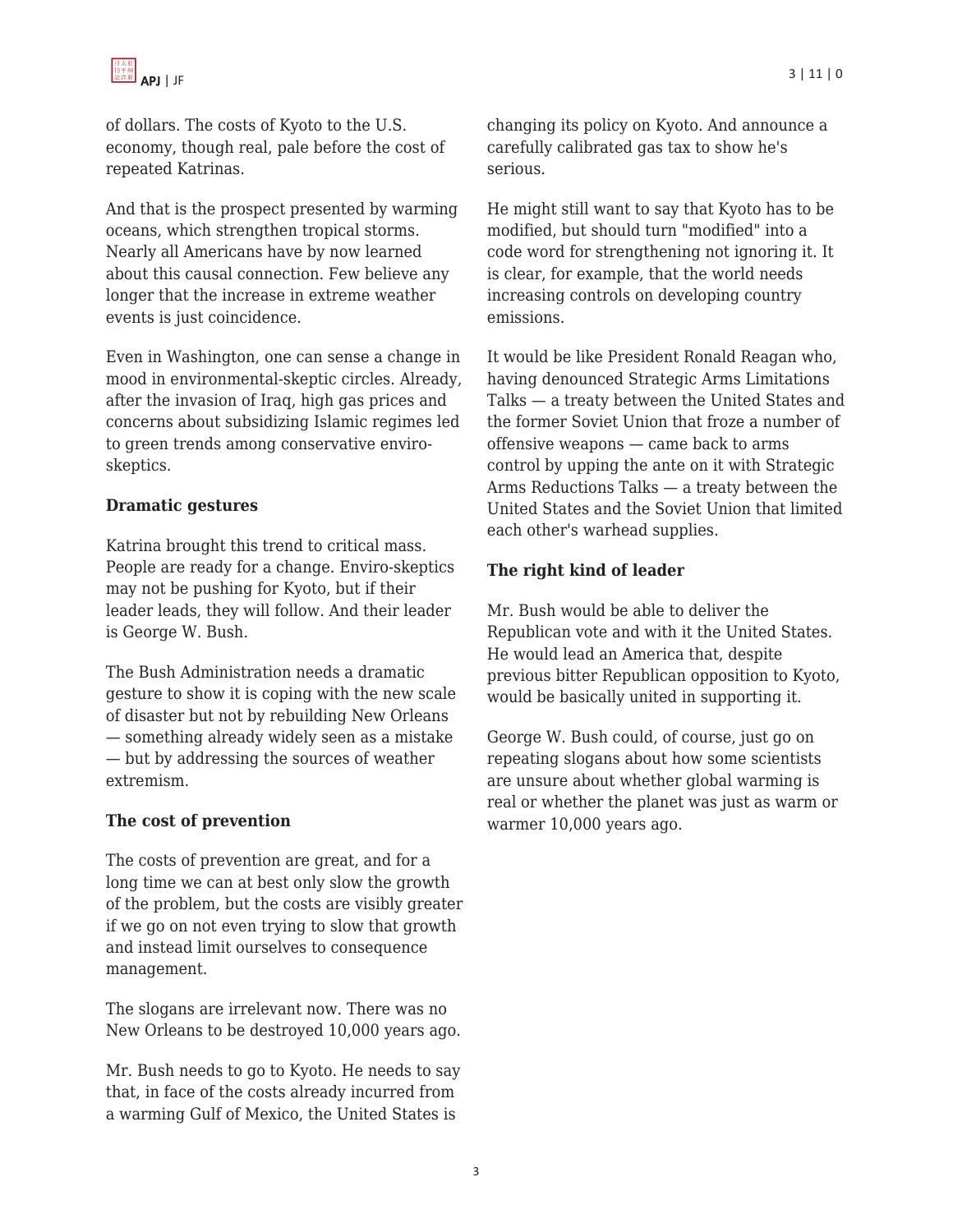of dollars. The costs of Kyoto to the U.S. economy, though real, pale before the cost of repeated Katrinas.

And that is the prospect presented by warming oceans, which strengthen tropical storms. Nearly all Americans have by now learned about this causal connection. Few believe any longer that the increase in extreme weather events is just coincidence.

Even in Washington, one can sense a change in mood in environmental-skeptic circles. Already, after the invasion of Iraq, high gas prices and concerns about subsidizing Islamic regimes led to green trends among conservative enviro-skeptics.

**Dramatic gestures**

Katrina brought this trend to critical mass. People are ready for a change. Enviro-skeptics may not be pushing for Kyoto, but if their leader leads, they will follow. And their leader is George W. Bush.

The Bush Administration needs a dramatic gesture to show it is coping with the new scale of disaster but not by rebuilding New Orleans — something already widely seen as a mistake — but by addressing the sources of weather extremism.

**The cost of prevention**

The costs of prevention are great, and for a long time we can at best only slow the growth of the problem, but the costs are visibly greater if we go on not even trying to slow that growth and instead limit ourselves to consequence management.

The slogans are irrelevant now. There was no New Orleans to be destroyed 10,000 years ago.

Mr. Bush needs to go to Kyoto. He needs to say that, in face of the costs already incurred from a warming Gulf of Mexico, the United States is changing its policy on Kyoto. And announce a carefully calibrated gas tax to show he's serious.

He might still want to say that Kyoto has to be modified, but should turn "modified" into a code word for strengthening not ignoring it. It is clear, for example, that the world needs increasing controls on developing country emissions.

It would be like President Ronald Reagan who, having denounced Strategic Arms Limitations Talks — a treaty between the United States and the former Soviet Union that froze a number of offensive weapons — came back to arms control by upping the ante on it with Strategic Arms Reductions Talks — a treaty between the United States and the Soviet Union that limited each other's warhead supplies.

**The right kind of leader**

Mr. Bush would be able to deliver the Republican vote and with it the United States. He would lead an America that, despite previous bitter Republican opposition to Kyoto, would be basically united in supporting it.

George W. Bush could, of course, just go on repeating slogans about how some scientists are unsure about whether global warming is real or whether the planet was just as warm or warmer 10,000 years ago.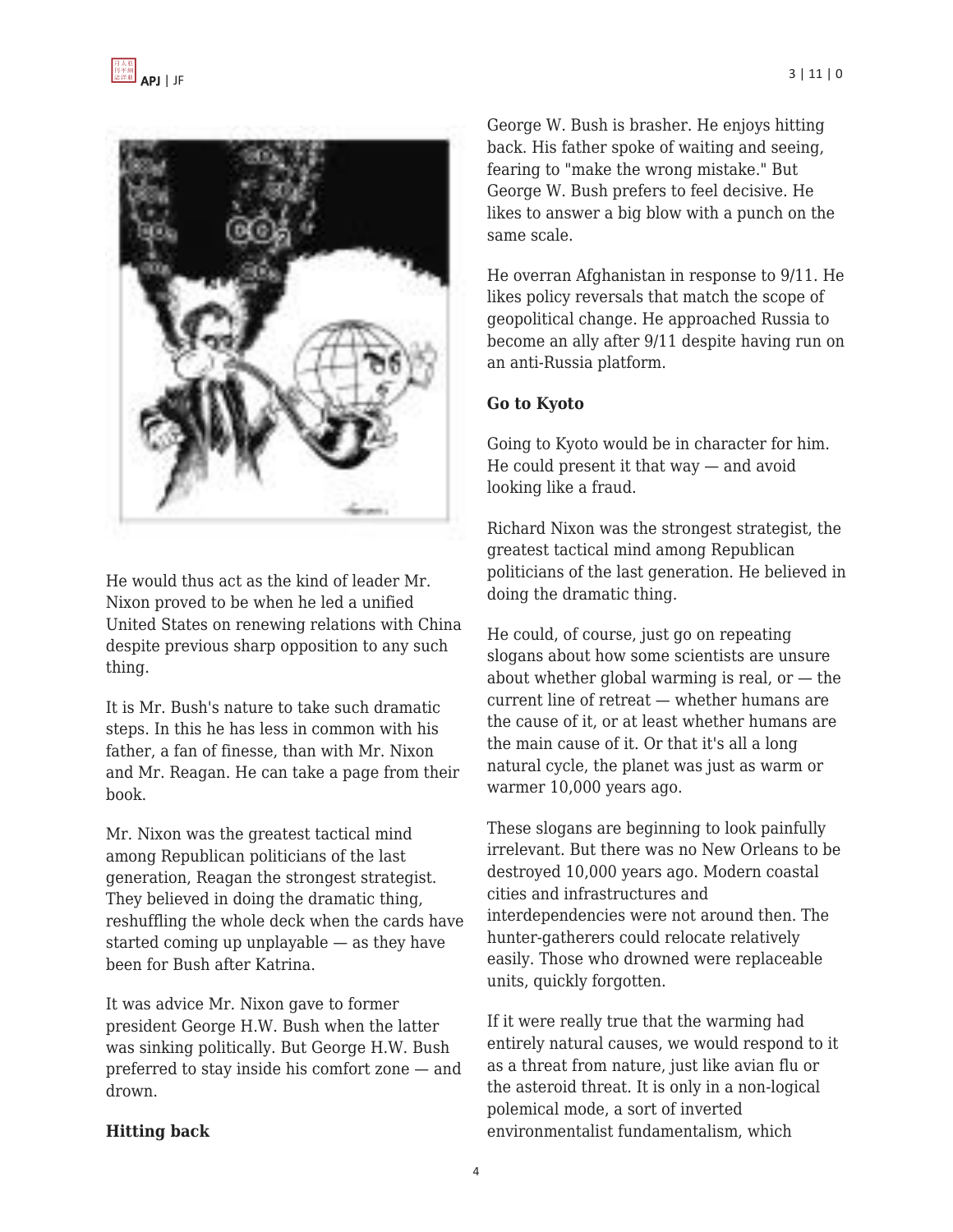He would thus act as the kind of leader Mr. Nixon proved to be when he led a unified United States on renewing relations with China despite previous sharp opposition to any such thing.

It is Mr. Bush's nature to take such dramatic steps. In this he has less in common with his father, a fan of finesse, than with Mr. Nixon and Mr. Reagan. He can take a page from their book.

Mr. Nixon was the greatest tactical mind among Republican politicians of the last generation, Reagan the strongest strategist. They believed in doing the dramatic thing, reshuffling the whole deck when the cards have started coming up unplayable — as they have been for Bush after Katrina.

It was advice Mr. Nixon gave to former president George H.W. Bush when the latter was sinking politically. But George H.W. Bush preferred to stay inside his comfort zone — and drown.

**Hitting back**

George W. Bush is brasher. He enjoys hitting back. His father spoke of waiting and seeing, fearing to "make the wrong mistake." But George W. Bush prefers to feel decisive. He likes to answer a big blow with a punch on the same scale.

He overran Afghanistan in response to 9/11. He likes policy reversals that match the scope of geopolitical change. He approached Russia to become an ally after 9/11 despite having run on an anti-Russia platform.

**Go to Kyoto**

Going to Kyoto would be in character for him. He could present it that way — and avoid looking like a fraud.

Richard Nixon was the strongest strategist, the greatest tactical mind among Republican politicians of the last generation. He believed in doing the dramatic thing.

He could, of course, just go on repeating slogans about how some scientists are unsure about whether global warming is real, or — the current line of retreat — whether humans are the cause of it, or at least whether humans are the main cause of it. Or that it's all a long natural cycle, the planet was just as warm or warmer 10,000 years ago.

These slogans are beginning to look painfully irrelevant. But there was no New Orleans to be destroyed 10,000 years ago. Modern coastal cities and infrastructures and interdependencies were not around then. The hunter-gatherers could relocate relatively easily. Those who drowned were replaceable units, quickly forgotten.

If it were really true that the warming had entirely natural causes, we would respond to it as a threat from nature, just like avian flu or the asteroid threat. It is only in a non-logical polemical mode, a sort of inverted environmentalist fundamentalism, which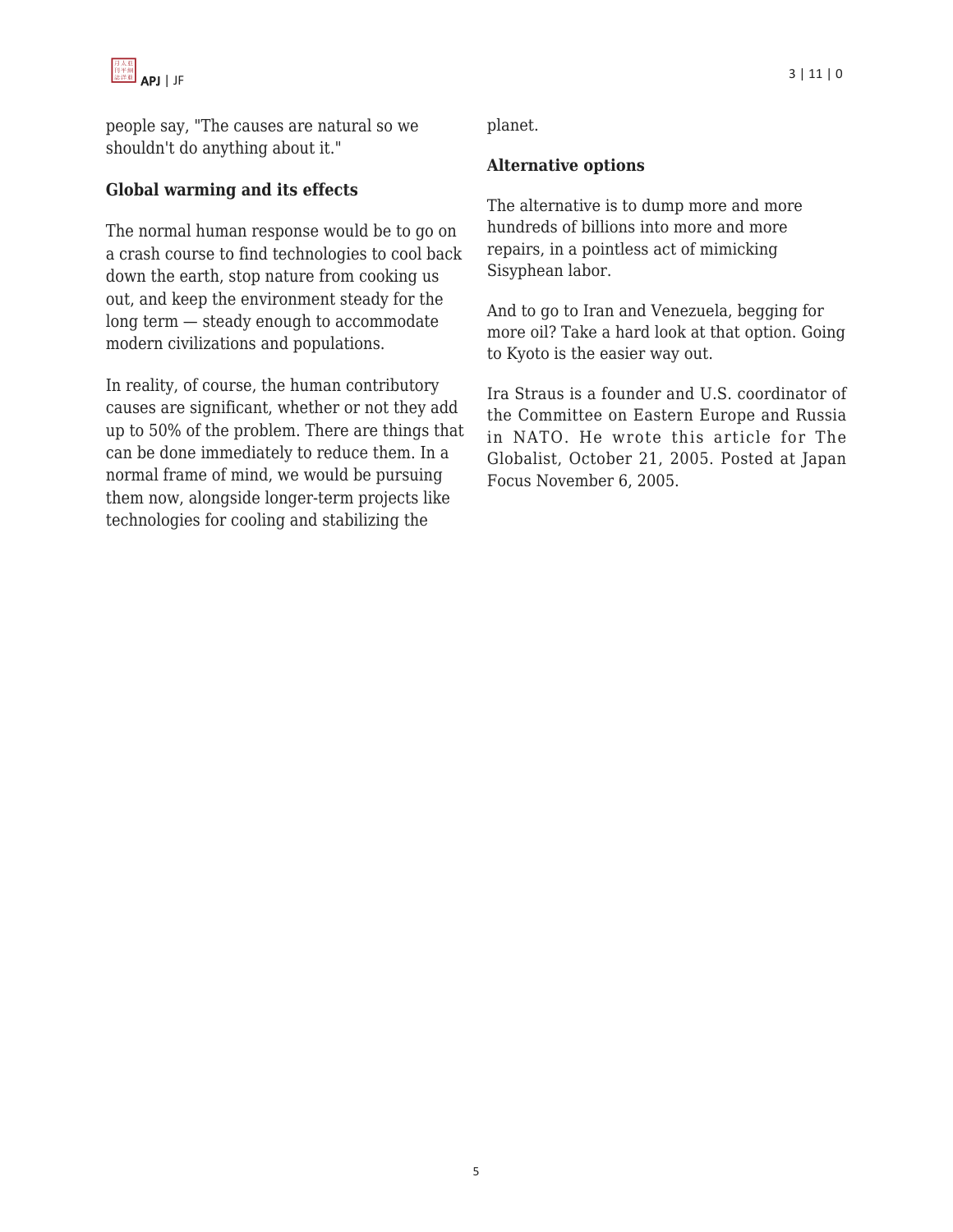people say, "The causes are natural so we shouldn't do anything about it."

## Global warming and its effects

The normal human response would be to go on a crash course to find technologies to cool back down the earth, stop nature from cooking us out, and keep the environment steady for the long term — steady enough to accommodate modern civilizations and populations.

In reality, of course, the human contributory causes are significant, whether or not they add up to 50% of the problem. There are things that can be done immediately to reduce them. In a normal frame of mind, we would be pursuing them now, alongside longer-term projects like technologies for cooling and stabilizing the planet.

## Alternative options

The alternative is to dump more and more hundreds of billions into more and more repairs, in a pointless act of mimicking Sisyphean labor.

And to go to Iran and Venezuela, begging for more oil? Take a hard look at that option. Going to Kyoto is the easier way out.

Ira Straus is a founder and U.S. coordinator of the Committee on Eastern Europe and Russia in NATO. He wrote this article for The Globalist, October 21, 2005. Posted at Japan Focus November 6, 2005.